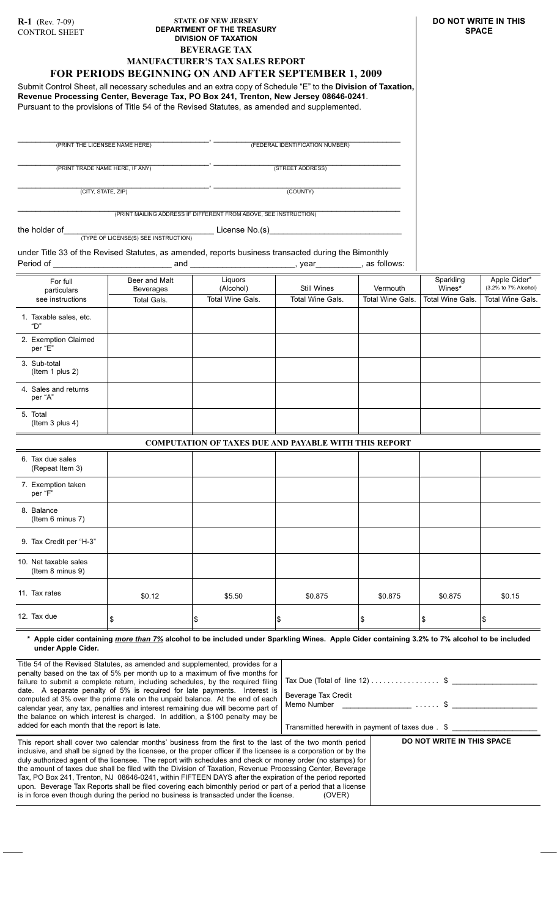**R-1** (Rev. 7-09)
CONTROL SHEET

**STATE OF NEW JERSEY**
**DEPARTMENT OF THE TREASURY**
**DIVISION OF TAXATION**
**BEVERAGE TAX**
**MANUFACTURER'S TAX SALES REPORT**

# FOR PERIODS BEGINNING ON AND AFTER SEPTEMBER 1, 2009

**DO NOT WRITE IN THIS SPACE**

Submit Control Sheet, all necessary schedules and an extra copy of Schedule "E" to the **Division of Taxation, Revenue Processing Center, Beverage Tax, PO Box 241, Trenton, New Jersey 08646-0241**.
Pursuant to the provisions of Title 54 of the Revised Statutes, as amended and supplemented.

______________________________, ______________________________
(PRINT THE LICENSEE NAME HERE) (FEDERAL IDENTIFICATION NUMBER)

______________________________, ______________________________
(PRINT TRADE NAME HERE, IF ANY) (STREET ADDRESS)

______________________________, ______________________________
(CITY, STATE, ZIP) (COUNTY)

______________________________________________________________
(PRINT MAILING ADDRESS IF DIFFERENT FROM ABOVE, SEE INSTRUCTION)

the holder of ______________________ License No.(s) ______________________
(TYPE OF LICENSE(S) SEE INSTRUCTION)

under Title 33 of the Revised Statutes, as amended, reports business transacted during the Bimonthly
Period of ______________________ and ______________________, year __________, as follows:

| For full particulars see instructions | Beer and Malt Beverages Total Gals. | Liquors (Alcohol) Total Wine Gals. | Still Wines Total Wine Gals. | Vermouth Total Wine Gals. | Sparkling Wines* Total Wine Gals. | Apple Cider* (3.2% to 7% Alcohol) Total Wine Gals. |
|---|---|---|---|---|---|---|
| 1. Taxable sales, etc. "D" | | | | | | |
| 2. Exemption Claimed per "E" | | | | | | |
| 3. Sub-total (Item 1 plus 2) | | | | | | |
| 4. Sales and returns per "A" | | | | | | |
| 5. Total (Item 3 plus 4) | | | | | | |
| **COMPUTATION OF TAXES DUE AND PAYABLE WITH THIS REPORT** | | | | | | |
| 6. Tax due sales (Repeat Item 3) | | | | | | |
| 7. Exemption taken per "F" | | | | | | |
| 8. Balance (Item 6 minus 7) | | | | | | |
| 9. Tax Credit per "H-3" | | | | | | |
| 10. Net taxable sales (Item 8 minus 9) | | | | | | |
| 11. Tax rates | $0.12 | $5.50 | $0.875 | $0.875 | $0.875 | $0.15 |
| 12. Tax due | $ | $ | $ | $ | $ | $ |

**\* Apple cider containing *more than 7%* alcohol to be included under Sparkling Wines. Apple Cider containing 3.2% to 7% alcohol to be included under Apple Cider.**

Title 54 of the Revised Statutes, as amended and supplemented, provides for a penalty based on the tax of 5% per month up to a maximum of five months for failure to submit a complete return, including schedules, by the required filing date. A separate penalty of 5% is required for late payments. Interest is computed at 3% over the prime rate on the unpaid balance. At the end of each calendar year, any tax, penalties and interest remaining due will become part of the balance on which interest is charged. In addition, a $100 penalty may be added for each month that the report is late.

Tax Due (Total of line 12) . . . . . . . . . . . . . . . . $ ______________

Beverage Tax Credit Memo Number ______________ . . . . . . $ ______________

Transmitted herewith in payment of taxes due . $ ______________

This report shall cover two calendar months' business from the first to the last of the two month period inclusive, and shall be signed by the licensee, or the proper officer if the licensee is a corporation or by the duly authorized agent of the licensee. The report with schedules and check or money order (no stamps) for the amount of taxes due shall be filed with the Division of Taxation, Revenue Processing Center, Beverage Tax, PO Box 241, Trenton, NJ 08646-0241, within FIFTEEN DAYS after the expiration of the period reported upon. Beverage Tax Reports shall be filed covering each bimonthly period or part of a period that a license is in force even though during the period no business is transacted under the license. (OVER)

**DO NOT WRITE IN THIS SPACE**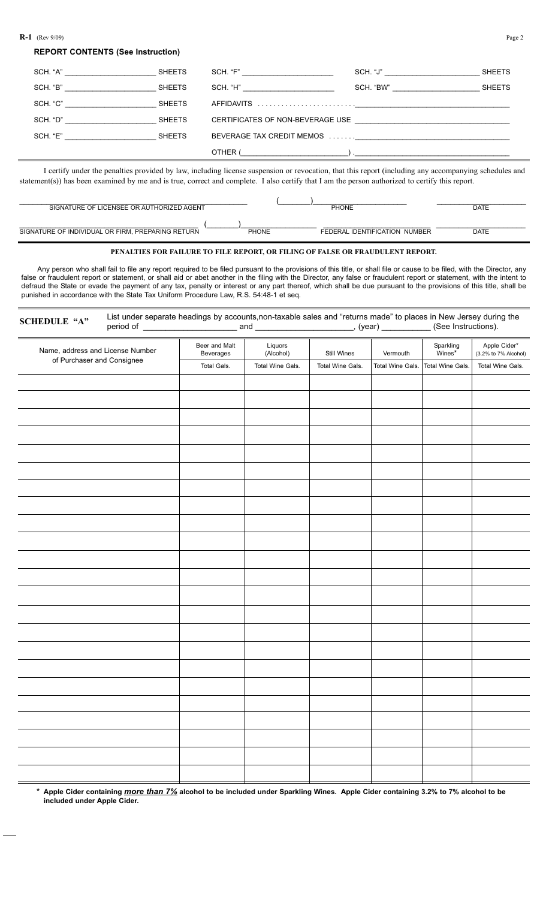**R-1** (Rev 9/09)

## REPORT CONTENTS (See Instruction)

| | | |
|---|---|---|
| SCH. "A" ______________________ SHEETS | SCH. "F" ______________________ | SCH. "J" ______________________ SHEETS |
| SCH. "B" ______________________ SHEETS | SCH. "H" ______________________ | SCH. "BW" ______________________ SHEETS |
| SCH. "C" ______________________ SHEETS | AFFIDAVITS ........................ ______________________ | |
| SCH. "D" ______________________ SHEETS | CERTIFICATES OF NON-BEVERAGE USE ______________________ | |
| SCH. "E" ______________________ SHEETS | BEVERAGE TAX CREDIT MEMOS ....... ______________________ | |
| | OTHER (______________________) . ______________________ | |

I certify under the penalties provided by law, including license suspension or revocation, that this report (including any accompanying schedules and statement(s)) has been examined by me and is true, correct and complete. I also certify that I am the person authorized to certify this report.

______________________________ SIGNATURE OF LICENSEE OR AUTHORIZED AGENT (______) ______________ PHONE ______________ DATE

______________________________ SIGNATURE OF INDIVIDUAL OR FIRM, PREPARING RETURN (______) ______________ PHONE ______________ FEDERAL IDENTIFICATION NUMBER ______________ DATE

**PENALTIES FOR FAILURE TO FILE REPORT, OR FILING OF FALSE OR FRAUDULENT REPORT.**

Any person who shall fail to file any report required to be filed pursuant to the provisions of this title, or shall file or cause to be filed, with the Director, any false or fraudulent report or statement, or shall aid or abet another in the filing with the Director, any false or fraudulent report or statement, with the intent to defraud the State or evade the payment of any tax, penalty or interest or any part thereof, which shall be due pursuant to the provisions of this title, shall be punished in accordance with the State Tax Uniform Procedure Law, R.S. 54:48-1 et seq.

**SCHEDULE "A"** List under separate headings by accounts,non-taxable sales and "returns made" to places in New Jersey during the period of ______________________ and ______________________, (year) ____________ (See Instructions).

| Name, address and License Number of Purchaser and Consignee | Beer and Malt Beverages | Liquors (Alcohol) | Still Wines | Vermouth | Sparkling Wines* | Apple Cider* (3.2% to 7% Alcohol) |
|---|---|---|---|---|---|---|
| | Total Gals. | Total Wine Gals. | Total Wine Gals. | Total Wine Gals. | Total Wine Gals. | Total Wine Gals. |
| | | | | | | |
| | | | | | | |
| | | | | | | |
| | | | | | | |
| | | | | | | |
| | | | | | | |
| | | | | | | |
| | | | | | | |
| | | | | | | |
| | | | | | | |
| | | | | | | |
| | | | | | | |
| | | | | | | |
| | | | | | | |
| | | | | | | |
| | | | | | | |
| | | | | | | |
| | | | | | | |
| | | | | | | |
| | | | | | | |
| | | | | | | |
| | | | | | | |
| | | | | | | |
| | | | | | | |

**\* Apple Cider containing *more than 7%* alcohol to be included under Sparkling Wines. Apple Cider containing 3.2% to 7% alcohol to be included under Apple Cider.**